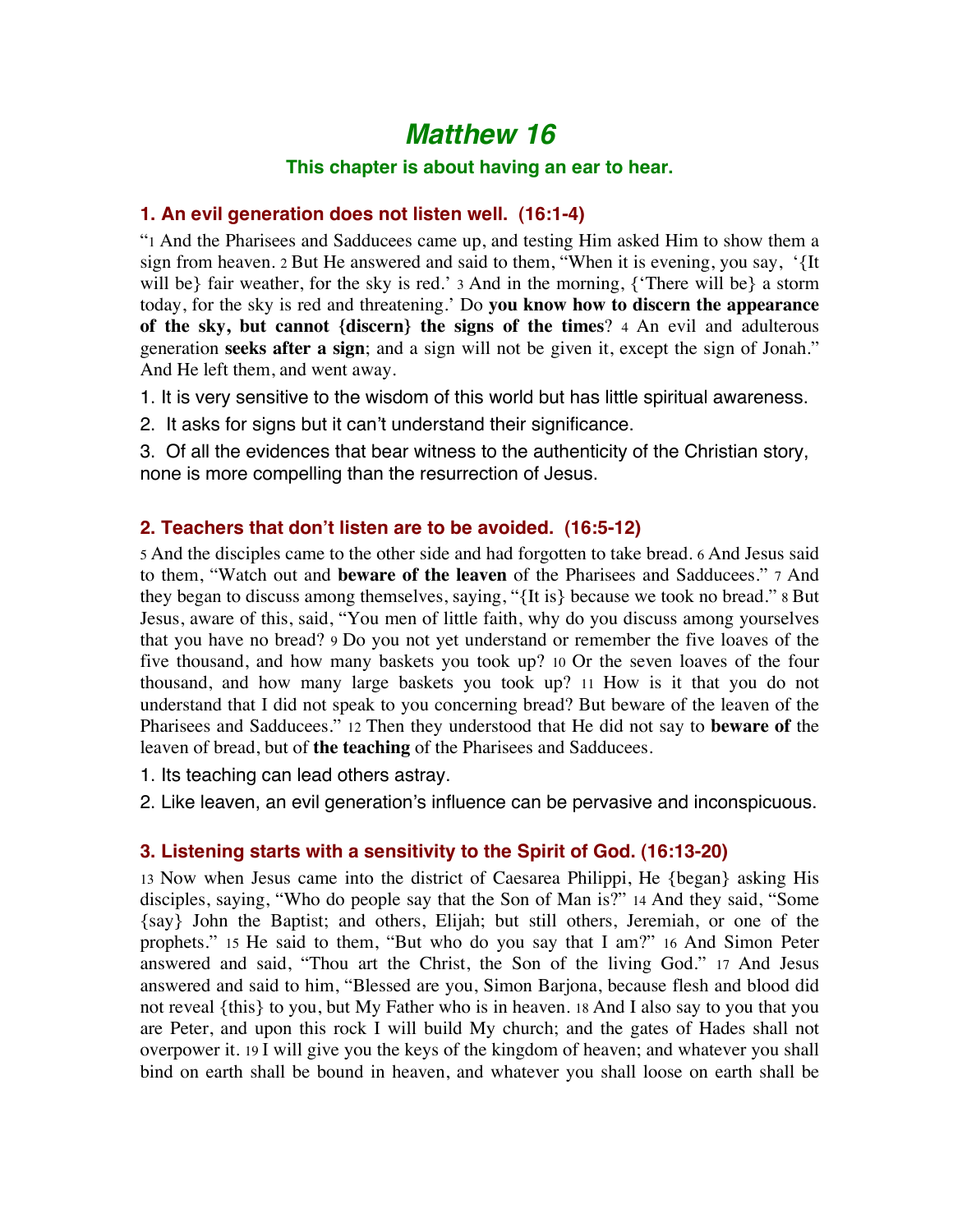# Matthew 16

### This chapter is about having an ear to hear.

## 1. An evil generation does not listen well. (16:1-4)

"1 And the Pharisees and Sadducees came up, and testing Him asked Him to show them a sign from heaven. 2 But He answered and said to them, "When it is evening, you say, '{It will be} fair weather, for the sky is red.' 3 And in the morning, {'There will be} a storm today, for the sky is red and threatening.' Do **you know how to discern the appearance of the sky, but cannot {discern} the signs of the times**? 4 An evil and adulterous generation **seeks after a sign**; and a sign will not be given it, except the sign of Jonah." And He left them, and went away.

1. It is very sensitive to the wisdom of this world but has little spiritual awareness.
2. It asks for signs but it can't understand their significance.
3. Of all the evidences that bear witness to the authenticity of the Christian story, none is more compelling than the resurrection of Jesus.

## 2. Teachers that don't listen are to be avoided. (16:5-12)

5 And the disciples came to the other side and had forgotten to take bread. 6 And Jesus said to them, "Watch out and **beware of the leaven** of the Pharisees and Sadducees." 7 And they began to discuss among themselves, saying, "{It is} because we took no bread." 8 But Jesus, aware of this, said, "You men of little faith, why do you discuss among yourselves that you have no bread? 9 Do you not yet understand or remember the five loaves of the five thousand, and how many baskets you took up? 10 Or the seven loaves of the four thousand, and how many large baskets you took up? 11 How is it that you do not understand that I did not speak to you concerning bread? But beware of the leaven of the Pharisees and Sadducees." 12 Then they understood that He did not say to **beware of** the leaven of bread, but of **the teaching** of the Pharisees and Sadducees.

1. Its teaching can lead others astray.
2. Like leaven, an evil generation's influence can be pervasive and inconspicuous.

## 3. Listening starts with a sensitivity to the Spirit of God. (16:13-20)

13 Now when Jesus came into the district of Caesarea Philippi, He {began} asking His disciples, saying, "Who do people say that the Son of Man is?" 14 And they said, "Some {say} John the Baptist; and others, Elijah; but still others, Jeremiah, or one of the prophets." 15 He said to them, "But who do you say that I am?" 16 And Simon Peter answered and said, "Thou art the Christ, the Son of the living God." 17 And Jesus answered and said to him, "Blessed are you, Simon Barjona, because flesh and blood did not reveal {this} to you, but My Father who is in heaven. 18 And I also say to you that you are Peter, and upon this rock I will build My church; and the gates of Hades shall not overpower it. 19 I will give you the keys of the kingdom of heaven; and whatever you shall bind on earth shall be bound in heaven, and whatever you shall loose on earth shall be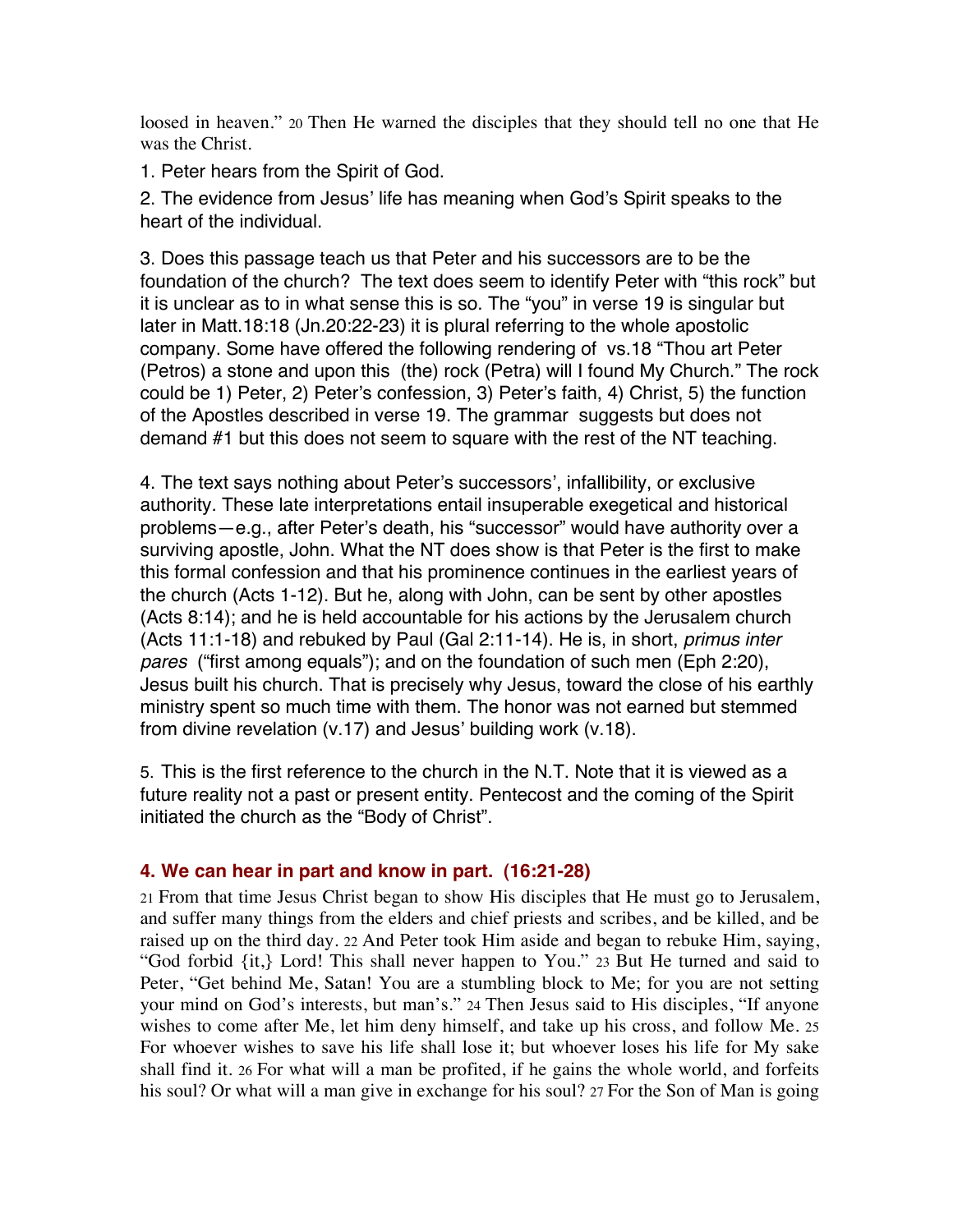loosed in heaven." 20 Then He warned the disciples that they should tell no one that He was the Christ.

1. Peter hears from the Spirit of God.

2. The evidence from Jesus' life has meaning when God's Spirit speaks to the heart of the individual.

3. Does this passage teach us that Peter and his successors are to be the foundation of the church? The text does seem to identify Peter with "this rock" but it is unclear as to in what sense this is so. The "you" in verse 19 is singular but later in Matt.18:18 (Jn.20:22-23) it is plural referring to the whole apostolic company. Some have offered the following rendering of vs.18 "Thou art Peter (Petros) a stone and upon this (the) rock (Petra) will I found My Church." The rock could be 1) Peter, 2) Peter's confession, 3) Peter's faith, 4) Christ, 5) the function of the Apostles described in verse 19. The grammar suggests but does not demand #1 but this does not seem to square with the rest of the NT teaching.

4. The text says nothing about Peter's successors', infallibility, or exclusive authority. These late interpretations entail insuperable exegetical and historical problems—e.g., after Peter's death, his "successor" would have authority over a surviving apostle, John. What the NT does show is that Peter is the first to make this formal confession and that his prominence continues in the earliest years of the church (Acts 1-12). But he, along with John, can be sent by other apostles (Acts 8:14); and he is held accountable for his actions by the Jerusalem church (Acts 11:1-18) and rebuked by Paul (Gal 2:11-14). He is, in short, *primus inter pares* ("first among equals"); and on the foundation of such men (Eph 2:20), Jesus built his church. That is precisely why Jesus, toward the close of his earthly ministry spent so much time with them. The honor was not earned but stemmed from divine revelation (v.17) and Jesus' building work (v.18).

5. This is the first reference to the church in the N.T. Note that it is viewed as a future reality not a past or present entity. Pentecost and the coming of the Spirit initiated the church as the "Body of Christ".

### 4. We can hear in part and know in part. (16:21-28)

21 From that time Jesus Christ began to show His disciples that He must go to Jerusalem, and suffer many things from the elders and chief priests and scribes, and be killed, and be raised up on the third day. 22 And Peter took Him aside and began to rebuke Him, saying, "God forbid {it,} Lord! This shall never happen to You." 23 But He turned and said to Peter, "Get behind Me, Satan! You are a stumbling block to Me; for you are not setting your mind on God's interests, but man's." 24 Then Jesus said to His disciples, "If anyone wishes to come after Me, let him deny himself, and take up his cross, and follow Me. 25 For whoever wishes to save his life shall lose it; but whoever loses his life for My sake shall find it. 26 For what will a man be profited, if he gains the whole world, and forfeits his soul? Or what will a man give in exchange for his soul? 27 For the Son of Man is going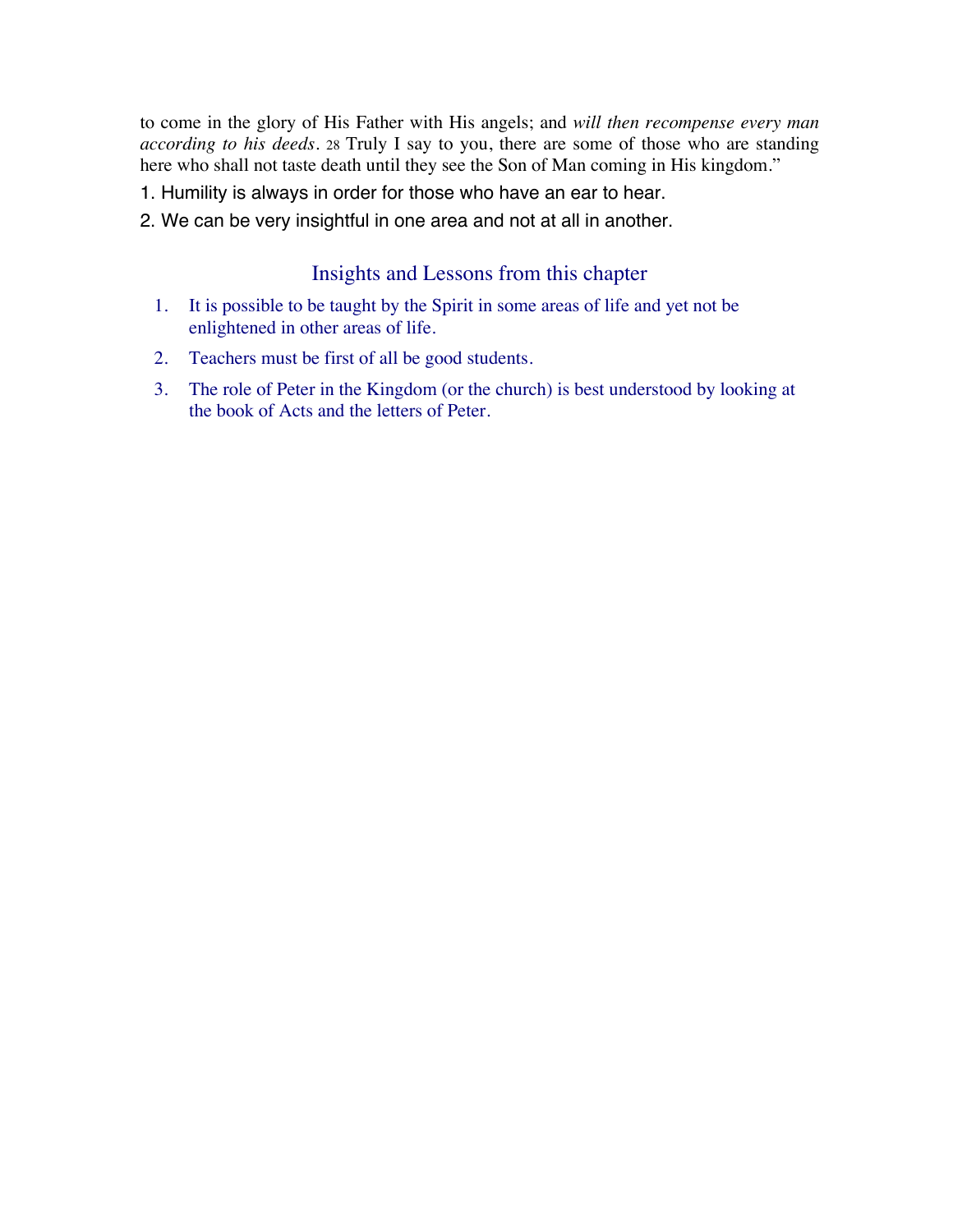to come in the glory of His Father with His angels; and *will then recompense every man according to his deeds*. 28 Truly I say to you, there are some of those who are standing here who shall not taste death until they see the Son of Man coming in His kingdom."

1. Humility is always in order for those who have an ear to hear.
2. We can be very insightful in one area and not at all in another.

## Insights and Lessons from this chapter

1. It is possible to be taught by the Spirit in some areas of life and yet not be enlightened in other areas of life.
2. Teachers must be first of all be good students.
3. The role of Peter in the Kingdom (or the church) is best understood by looking at the book of Acts and the letters of Peter.